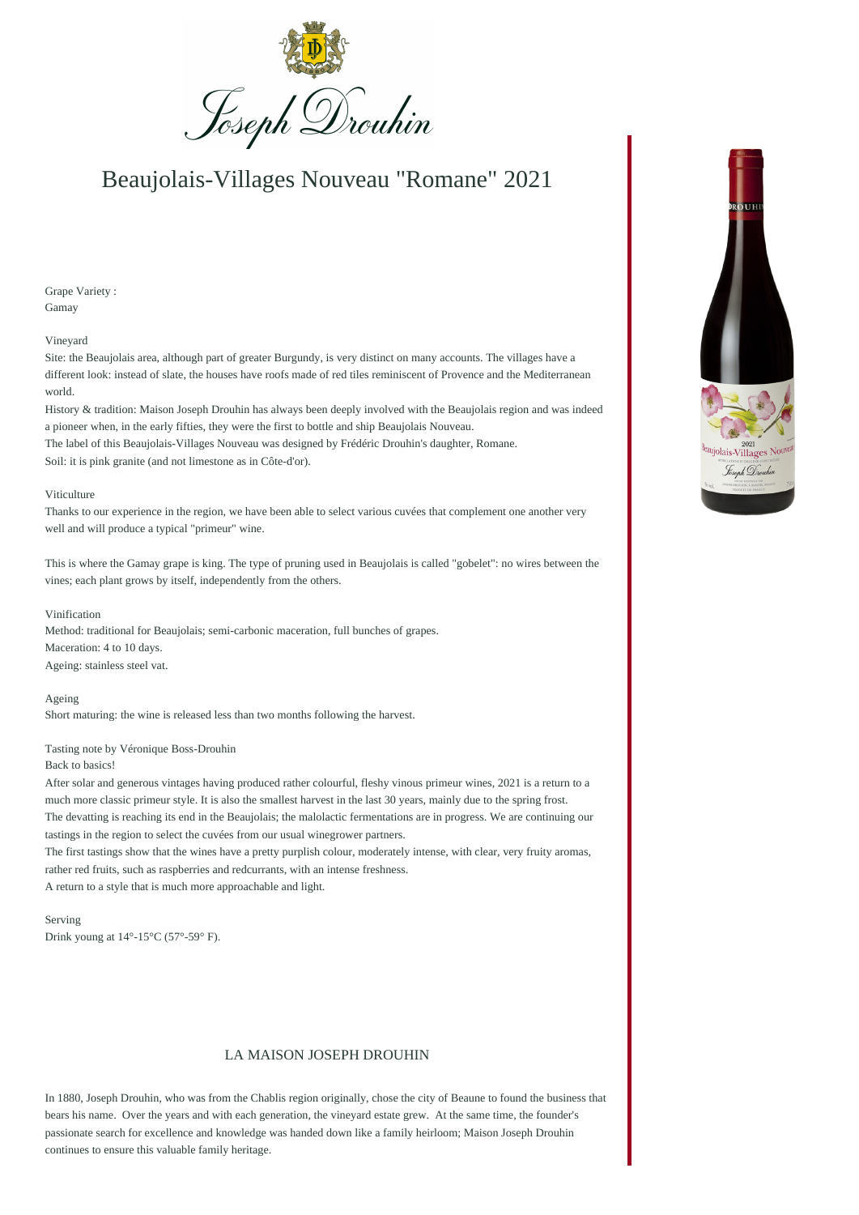Joseph Drouhin

# Beaujolais-Villages Nouveau "Romane" 2021

Grape Variety :
Gamay

Vineyard

Site: the Beaujolais area, although part of greater Burgundy, is very distinct on many accounts. The villages have a different look: instead of slate, the houses have roofs made of red tiles reminiscent of Provence and the Mediterranean world.

History & tradition: Maison Joseph Drouhin has always been deeply involved with the Beaujolais region and was indeed a pioneer when, in the early fifties, they were the first to bottle and ship Beaujolais Nouveau.

The label of this Beaujolais-Villages Nouveau was designed by Frédéric Drouhin's daughter, Romane.

Soil: it is pink granite (and not limestone as in Côte-d'or).

Viticulture

Thanks to our experience in the region, we have been able to select various cuvées that complement one another very well and will produce a typical "primeur" wine.

This is where the Gamay grape is king. The type of pruning used in Beaujolais is called "gobelet": no wires between the vines; each plant grows by itself, independently from the others.

Vinification

Method: traditional for Beaujolais; semi-carbonic maceration, full bunches of grapes.

Maceration: 4 to 10 days.

Ageing: stainless steel vat.

Ageing

Short maturing: the wine is released less than two months following the harvest.

Tasting note by Véronique Boss-Drouhin

Back to basics!

After solar and generous vintages having produced rather colourful, fleshy vinous primeur wines, 2021 is a return to a much more classic primeur style. It is also the smallest harvest in the last 30 years, mainly due to the spring frost.

The devatting is reaching its end in the Beaujolais; the malolactic fermentations are in progress. We are continuing our tastings in the region to select the cuvées from our usual winegrower partners.

The first tastings show that the wines have a pretty purplish colour, moderately intense, with clear, very fruity aromas, rather red fruits, such as raspberries and redcurrants, with an intense freshness.

A return to a style that is much more approachable and light.

Serving

Drink young at 14°-15°C (57°-59° F).

## LA MAISON JOSEPH DROUHIN

In 1880, Joseph Drouhin, who was from the Chablis region originally, chose the city of Beaune to found the business that bears his name. Over the years and with each generation, the vineyard estate grew. At the same time, the founder's passionate search for excellence and knowledge was handed down like a family heirloom; Maison Joseph Drouhin continues to ensure this valuable family heritage.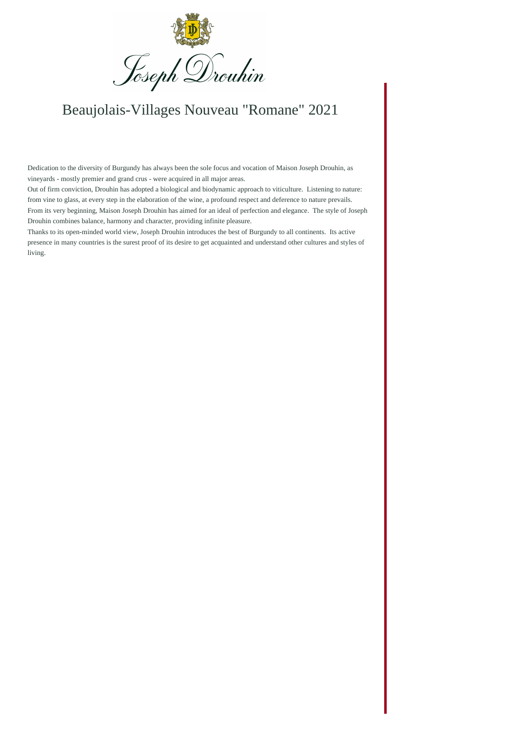Joseph Drouhin

# Beaujolais-Villages Nouveau "Romane" 2021

Dedication to the diversity of Burgundy has always been the sole focus and vocation of Maison Joseph Drouhin, as vineyards - mostly premier and grand crus - were acquired in all major areas.

Out of firm conviction, Drouhin has adopted a biological and biodynamic approach to viticulture. Listening to nature: from vine to glass, at every step in the elaboration of the wine, a profound respect and deference to nature prevails.

From its very beginning, Maison Joseph Drouhin has aimed for an ideal of perfection and elegance. The style of Joseph Drouhin combines balance, harmony and character, providing infinite pleasure.

Thanks to its open-minded world view, Joseph Drouhin introduces the best of Burgundy to all continents. Its active presence in many countries is the surest proof of its desire to get acquainted and understand other cultures and styles of living.